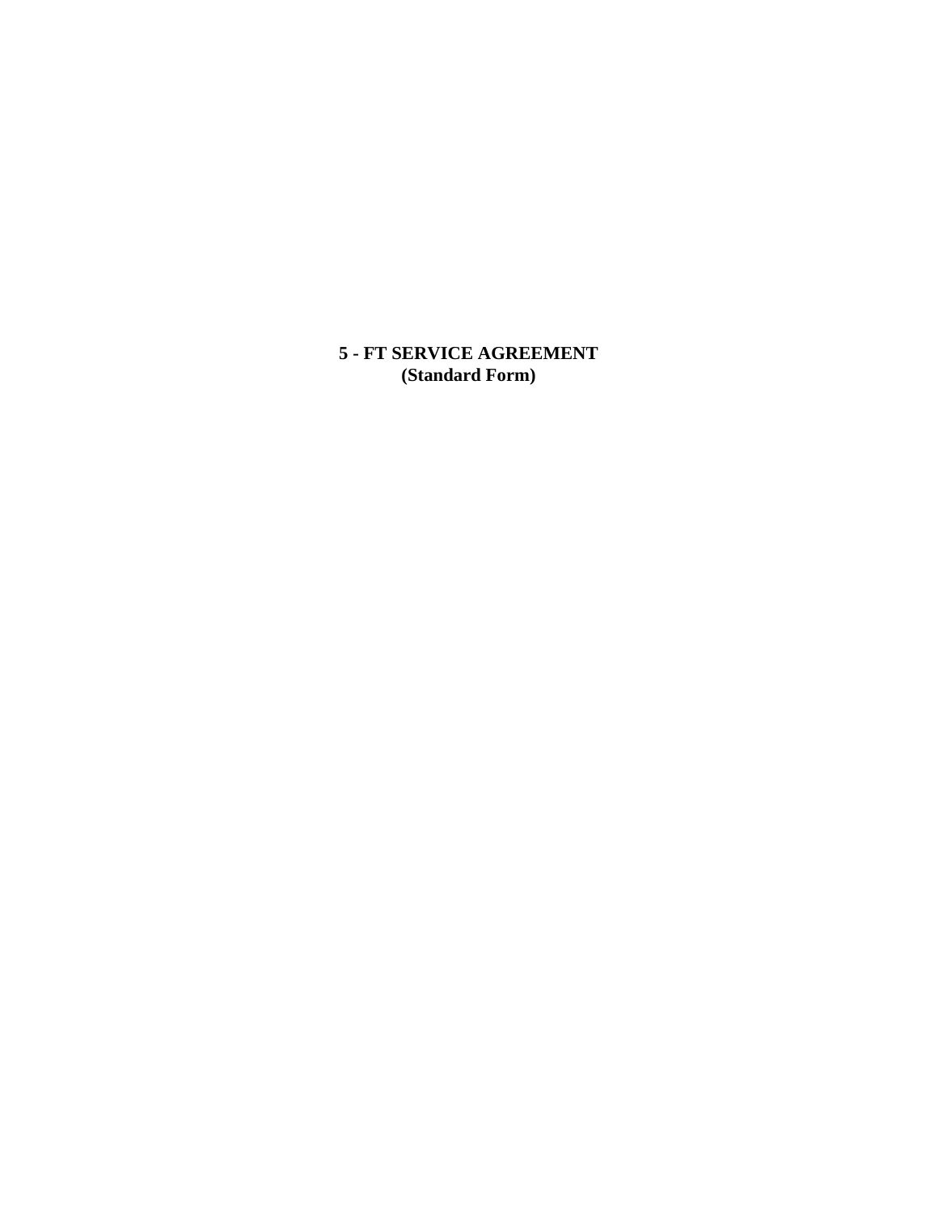# 5 - FT SERVICE AGREEMENT
## (Standard Form)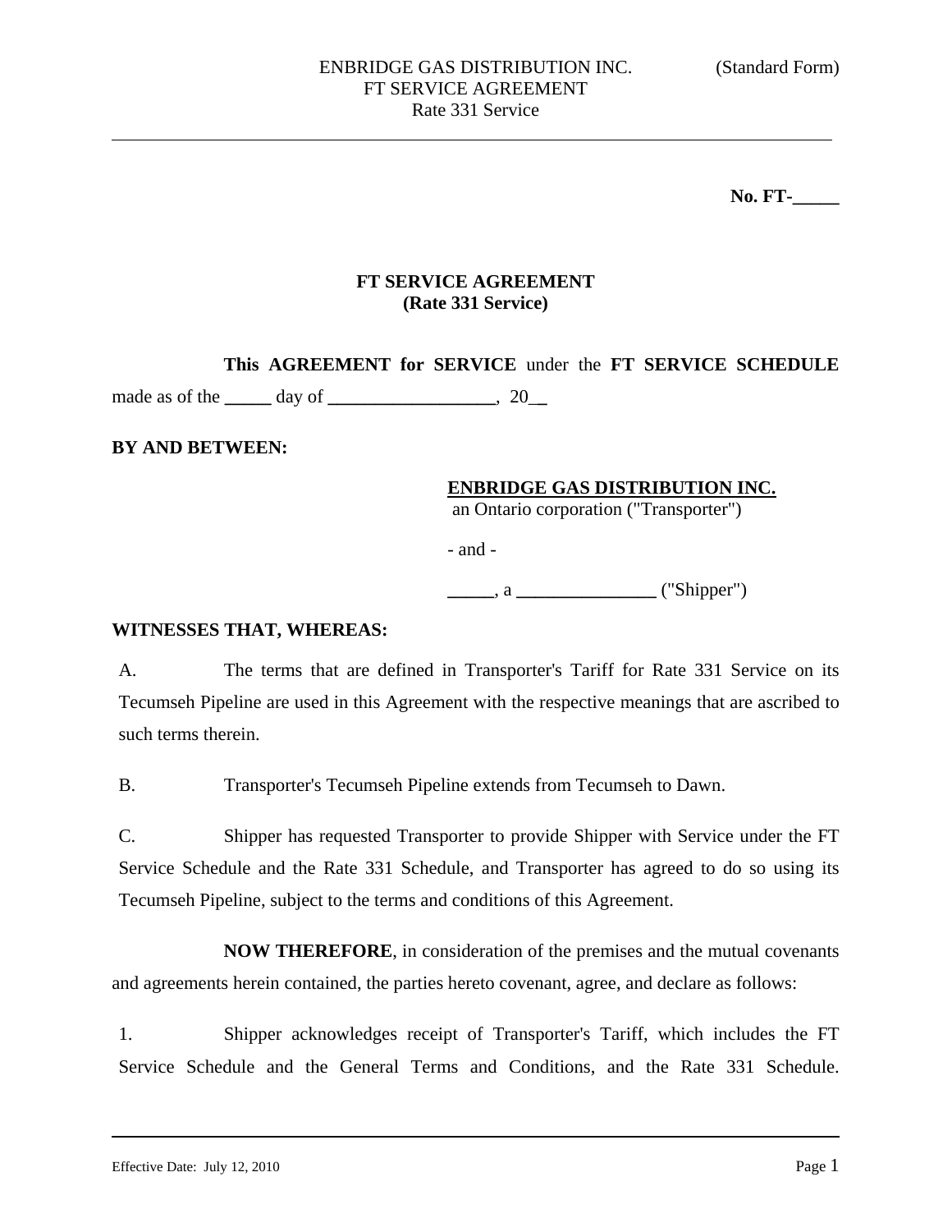No. FT-_____

# FT SERVICE AGREEMENT
## (Rate 331 Service)

**This AGREEMENT for SERVICE** under the **FT SERVICE SCHEDULE** made as of the _____ day of __________________, 20__

**BY AND BETWEEN:**

**ENBRIDGE GAS DISTRIBUTION INC.**
an Ontario corporation ("Transporter")

- and -

_____, a _______________ ("Shipper")

**WITNESSES THAT, WHEREAS:**

A. The terms that are defined in Transporter's Tariff for Rate 331 Service on its Tecumseh Pipeline are used in this Agreement with the respective meanings that are ascribed to such terms therein.

B. Transporter's Tecumseh Pipeline extends from Tecumseh to Dawn.

C. Shipper has requested Transporter to provide Shipper with Service under the FT Service Schedule and the Rate 331 Schedule, and Transporter has agreed to do so using its Tecumseh Pipeline, subject to the terms and conditions of this Agreement.

**NOW THEREFORE**, in consideration of the premises and the mutual covenants and agreements herein contained, the parties hereto covenant, agree, and declare as follows:

1. Shipper acknowledges receipt of Transporter's Tariff, which includes the FT Service Schedule and the General Terms and Conditions, and the Rate 331 Schedule.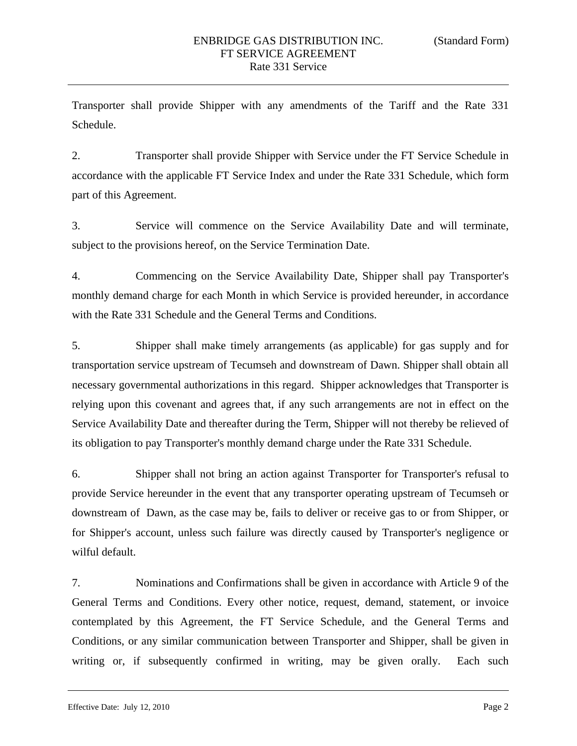Transporter shall provide Shipper with any amendments of the Tariff and the Rate 331 Schedule.

2. Transporter shall provide Shipper with Service under the FT Service Schedule in accordance with the applicable FT Service Index and under the Rate 331 Schedule, which form part of this Agreement.

3. Service will commence on the Service Availability Date and will terminate, subject to the provisions hereof, on the Service Termination Date.

4. Commencing on the Service Availability Date, Shipper shall pay Transporter's monthly demand charge for each Month in which Service is provided hereunder, in accordance with the Rate 331 Schedule and the General Terms and Conditions.

5. Shipper shall make timely arrangements (as applicable) for gas supply and for transportation service upstream of Tecumseh and downstream of Dawn. Shipper shall obtain all necessary governmental authorizations in this regard. Shipper acknowledges that Transporter is relying upon this covenant and agrees that, if any such arrangements are not in effect on the Service Availability Date and thereafter during the Term, Shipper will not thereby be relieved of its obligation to pay Transporter's monthly demand charge under the Rate 331 Schedule.

6. Shipper shall not bring an action against Transporter for Transporter's refusal to provide Service hereunder in the event that any transporter operating upstream of Tecumseh or downstream of Dawn, as the case may be, fails to deliver or receive gas to or from Shipper, or for Shipper's account, unless such failure was directly caused by Transporter's negligence or wilful default.

7. Nominations and Confirmations shall be given in accordance with Article 9 of the General Terms and Conditions. Every other notice, request, demand, statement, or invoice contemplated by this Agreement, the FT Service Schedule, and the General Terms and Conditions, or any similar communication between Transporter and Shipper, shall be given in writing or, if subsequently confirmed in writing, may be given orally. Each such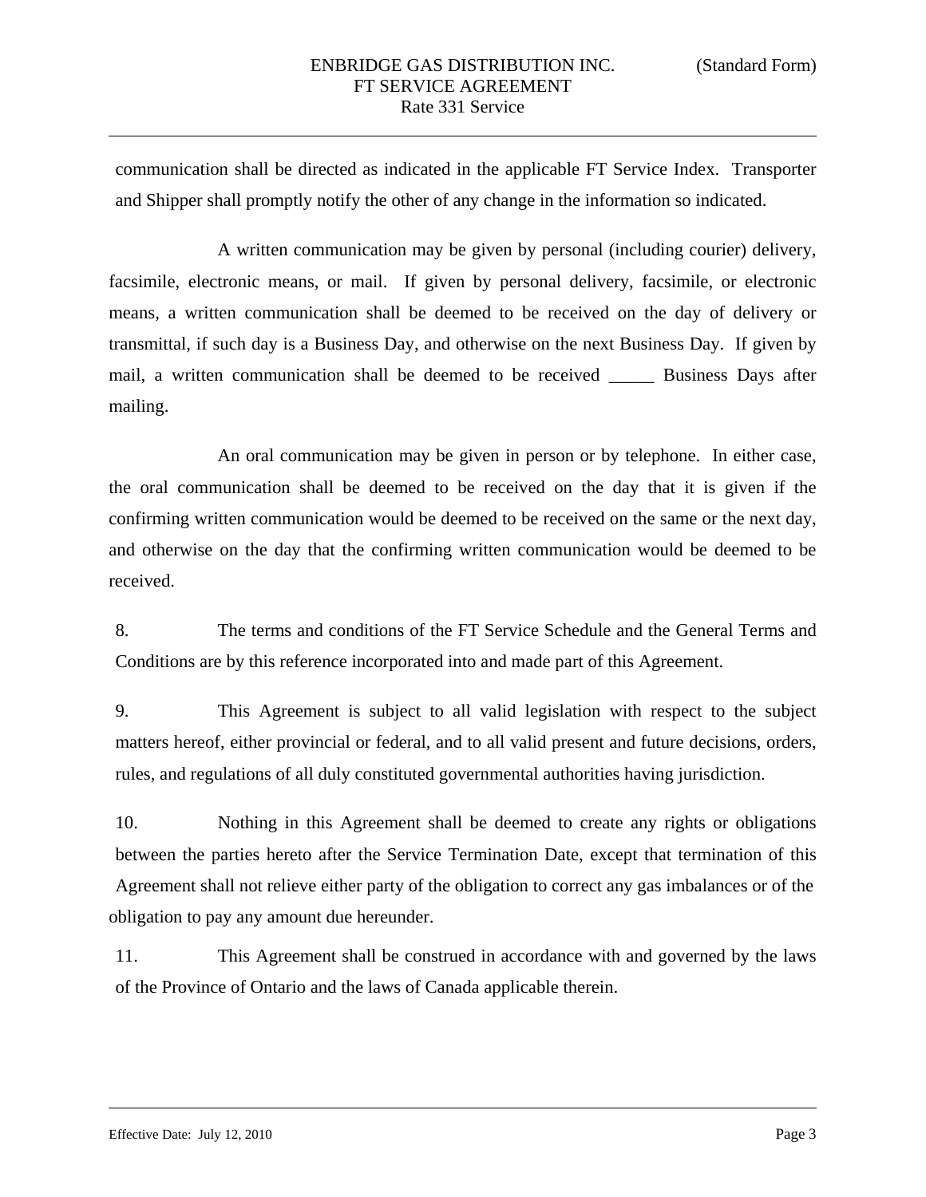communication shall be directed as indicated in the applicable FT Service Index. Transporter and Shipper shall promptly notify the other of any change in the information so indicated.

A written communication may be given by personal (including courier) delivery, facsimile, electronic means, or mail. If given by personal delivery, facsimile, or electronic means, a written communication shall be deemed to be received on the day of delivery or transmittal, if such day is a Business Day, and otherwise on the next Business Day. If given by mail, a written communication shall be deemed to be received _____ Business Days after mailing.

An oral communication may be given in person or by telephone. In either case, the oral communication shall be deemed to be received on the day that it is given if the confirming written communication would be deemed to be received on the same or the next day, and otherwise on the day that the confirming written communication would be deemed to be received.

8. The terms and conditions of the FT Service Schedule and the General Terms and Conditions are by this reference incorporated into and made part of this Agreement.

9. This Agreement is subject to all valid legislation with respect to the subject matters hereof, either provincial or federal, and to all valid present and future decisions, orders, rules, and regulations of all duly constituted governmental authorities having jurisdiction.

10. Nothing in this Agreement shall be deemed to create any rights or obligations between the parties hereto after the Service Termination Date, except that termination of this Agreement shall not relieve either party of the obligation to correct any gas imbalances or of the obligation to pay any amount due hereunder.

11. This Agreement shall be construed in accordance with and governed by the laws of the Province of Ontario and the laws of Canada applicable therein.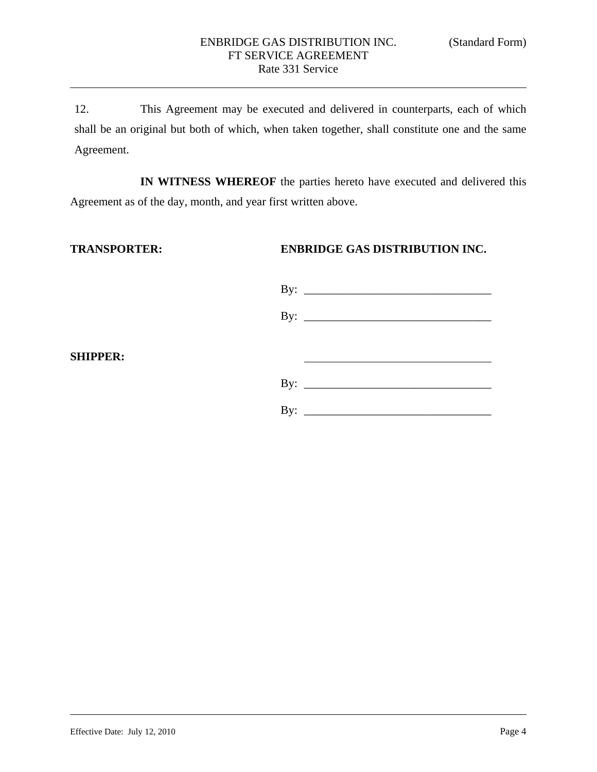12. This Agreement may be executed and delivered in counterparts, each of which shall be an original but both of which, when taken together, shall constitute one and the same Agreement.

**IN WITNESS WHEREOF** the parties hereto have executed and delivered this Agreement as of the day, month, and year first written above.

**TRANSPORTER:** **ENBRIDGE GAS DISTRIBUTION INC.**

By: ________________________________

By: ________________________________

**SHIPPER:** ________________________________

By: ________________________________

By: ________________________________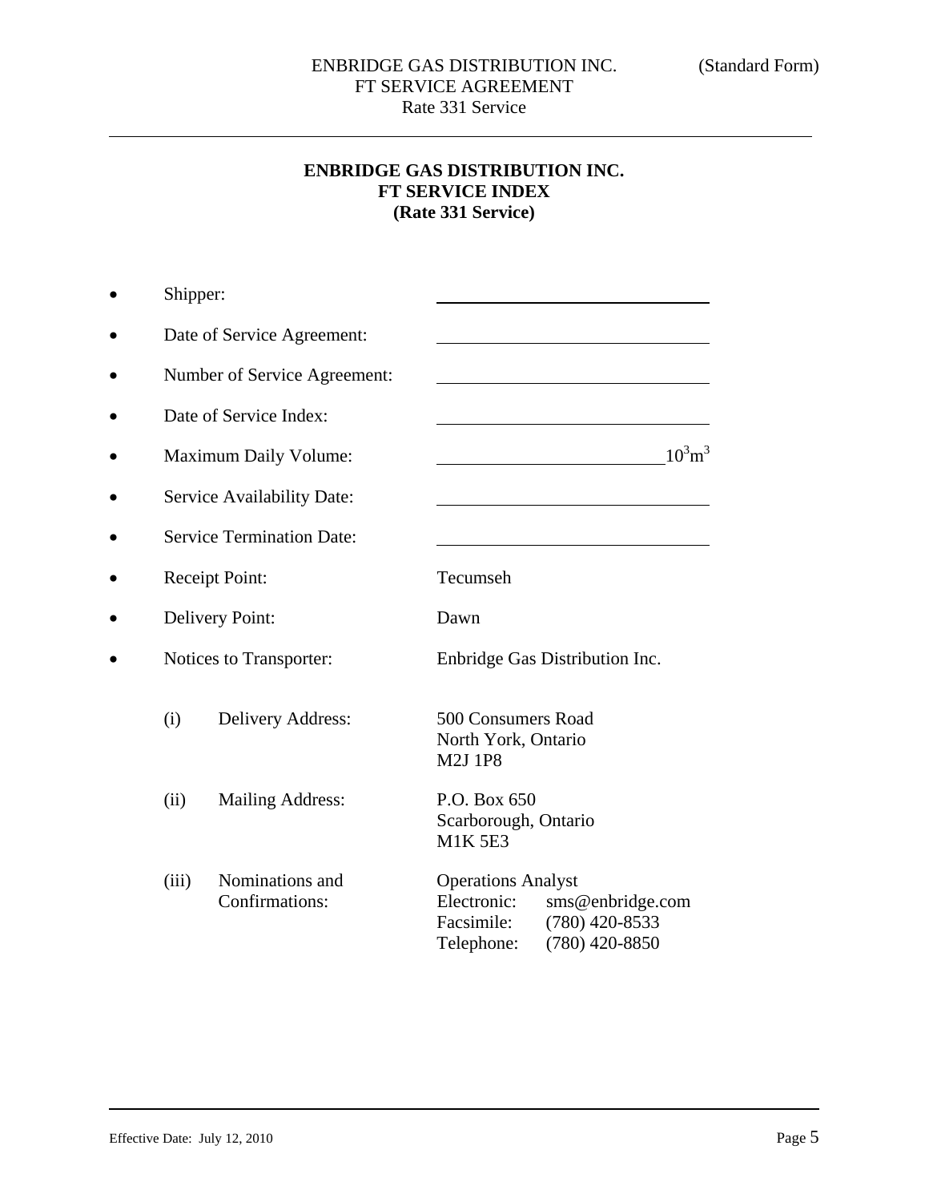# ENBRIDGE GAS DISTRIBUTION INC.
## FT SERVICE INDEX
### (Rate 331 Service)

- Shipper: ______________________________
- Date of Service Agreement: ______________________________
- Number of Service Agreement: ______________________________
- Date of Service Index: ______________________________
- Maximum Daily Volume: ________________________ $10^3m^3$
- Service Availability Date: ______________________________
- Service Termination Date: ______________________________
- Receipt Point: Tecumseh
- Delivery Point: Dawn
- Notices to Transporter: Enbridge Gas Distribution Inc.

  (i) Delivery Address:
  500 Consumers Road
  North York, Ontario
  M2J 1P8

  (ii) Mailing Address:
  P.O. Box 650
  Scarborough, Ontario
  M1K 5E3

  (iii) Nominations and Confirmations:
  Operations Analyst
  Electronic: sms@enbridge.com
  Facsimile: (780) 420-8533
  Telephone: (780) 420-8850

Effective Date: July 12, 2010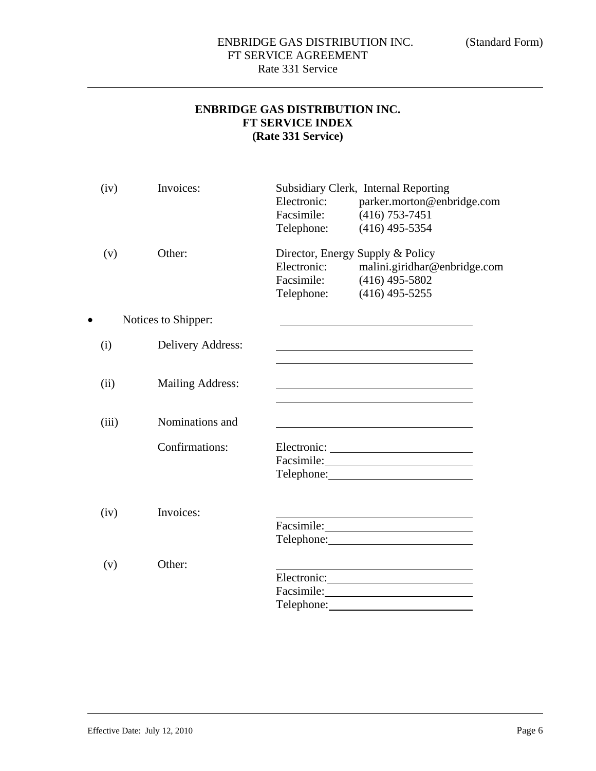## ENBRIDGE GAS DISTRIBUTION INC.
## FT SERVICE INDEX
## (Rate 331 Service)

| | | |
|---|---|---|
| (iv) | Invoices: | Subsidiary Clerk, Internal Reporting<br>Electronic: parker.morton@enbridge.com<br>Facsimile: (416) 753-7451<br>Telephone: (416) 495-5354 |
| (v) | Other: | Director, Energy Supply & Policy<br>Electronic: malini.giridhar@enbridge.com<br>Facsimile: (416) 495-5802<br>Telephone: (416) 495-5255 |

- Notices to Shipper: ______________________________

| | | |
|---|---|---|
| (i) | Delivery Address: | ______________________________<br>______________________________ |
| (ii) | Mailing Address: | ______________________________<br>______________________________ |
| (iii) | Nominations and Confirmations: | ______________________________<br>Electronic: ______________________<br>Facsimile: ______________________<br>Telephone: ______________________ |
| (iv) | Invoices: | ______________________________<br>Facsimile: ______________________<br>Telephone: ______________________ |
| (v) | Other: | ______________________________<br>Electronic: ______________________<br>Facsimile: ______________________<br>Telephone: ______________________ |